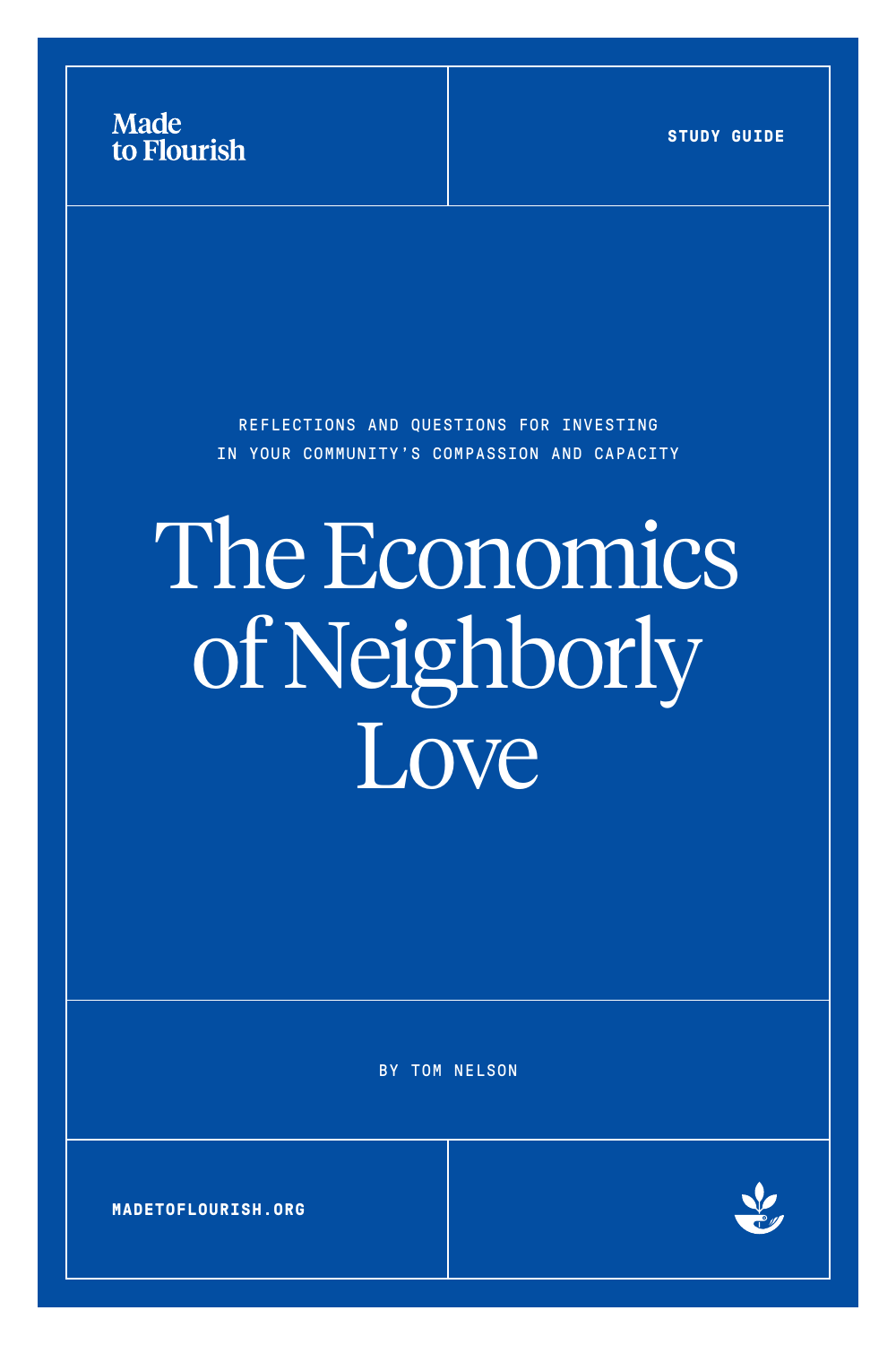Made to Flourish

STUDY GUIDE

REFLECTIONS AND QUESTIONS FOR INVESTING IN YOUR COMMUNITY'S COMPASSION AND CAPACITY

# The Economics of Neighborly Love

BY TOM NELSON

MADETOFLOURISH.ORG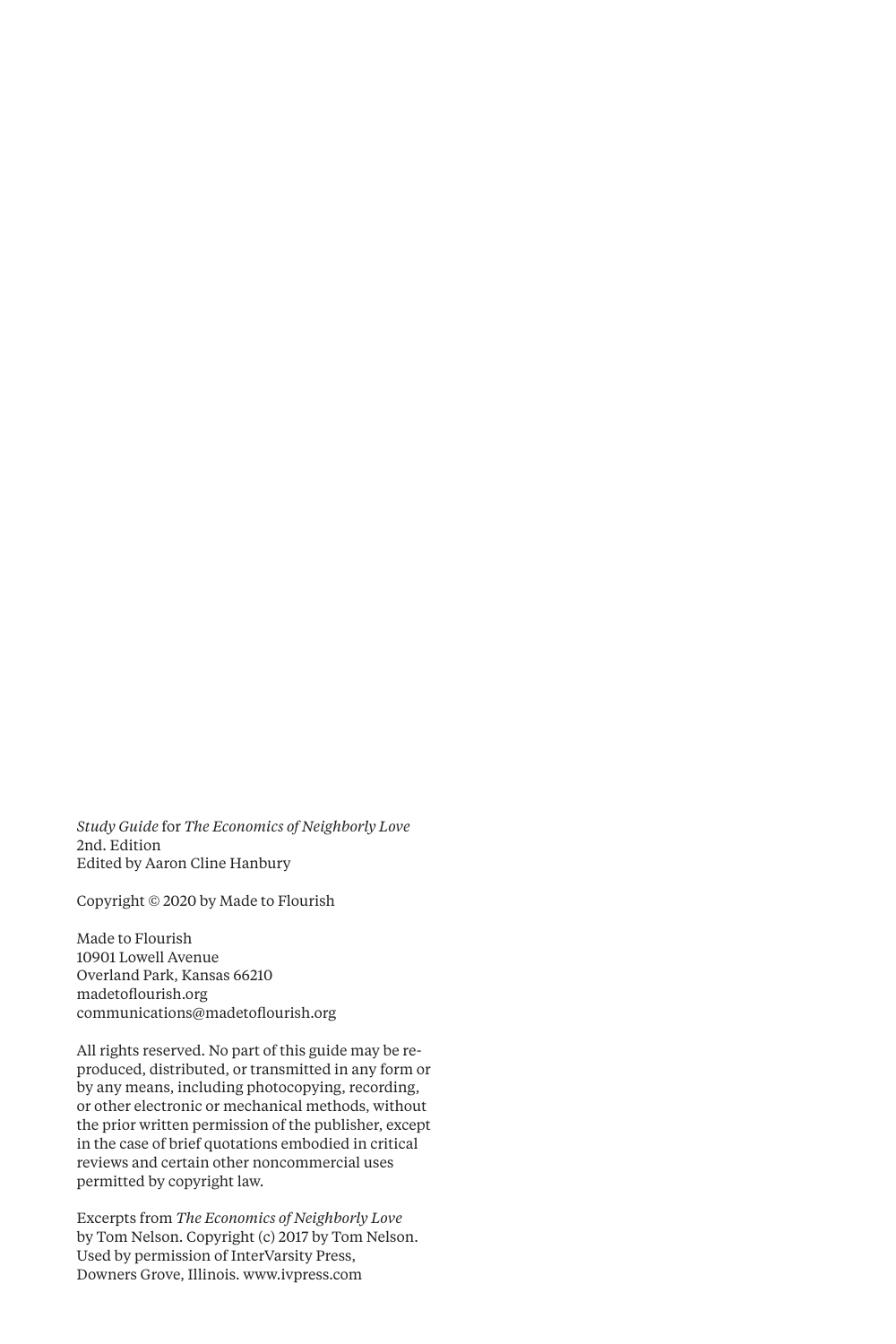*Study Guide* for *The Economics of Neighborly Love*
2nd. Edition
Edited by Aaron Cline Hanbury

Copyright © 2020 by Made to Flourish

Made to Flourish
10901 Lowell Avenue
Overland Park, Kansas 66210
madetoflourish.org
communications@madetoflourish.org

All rights reserved. No part of this guide may be reproduced, distributed, or transmitted in any form or by any means, including photocopying, recording, or other electronic or mechanical methods, without the prior written permission of the publisher, except in the case of brief quotations embodied in critical reviews and certain other noncommercial uses permitted by copyright law.

Excerpts from *The Economics of Neighborly Love* by Tom Nelson. Copyright (c) 2017 by Tom Nelson. Used by permission of InterVarsity Press, Downers Grove, Illinois. www.ivpress.com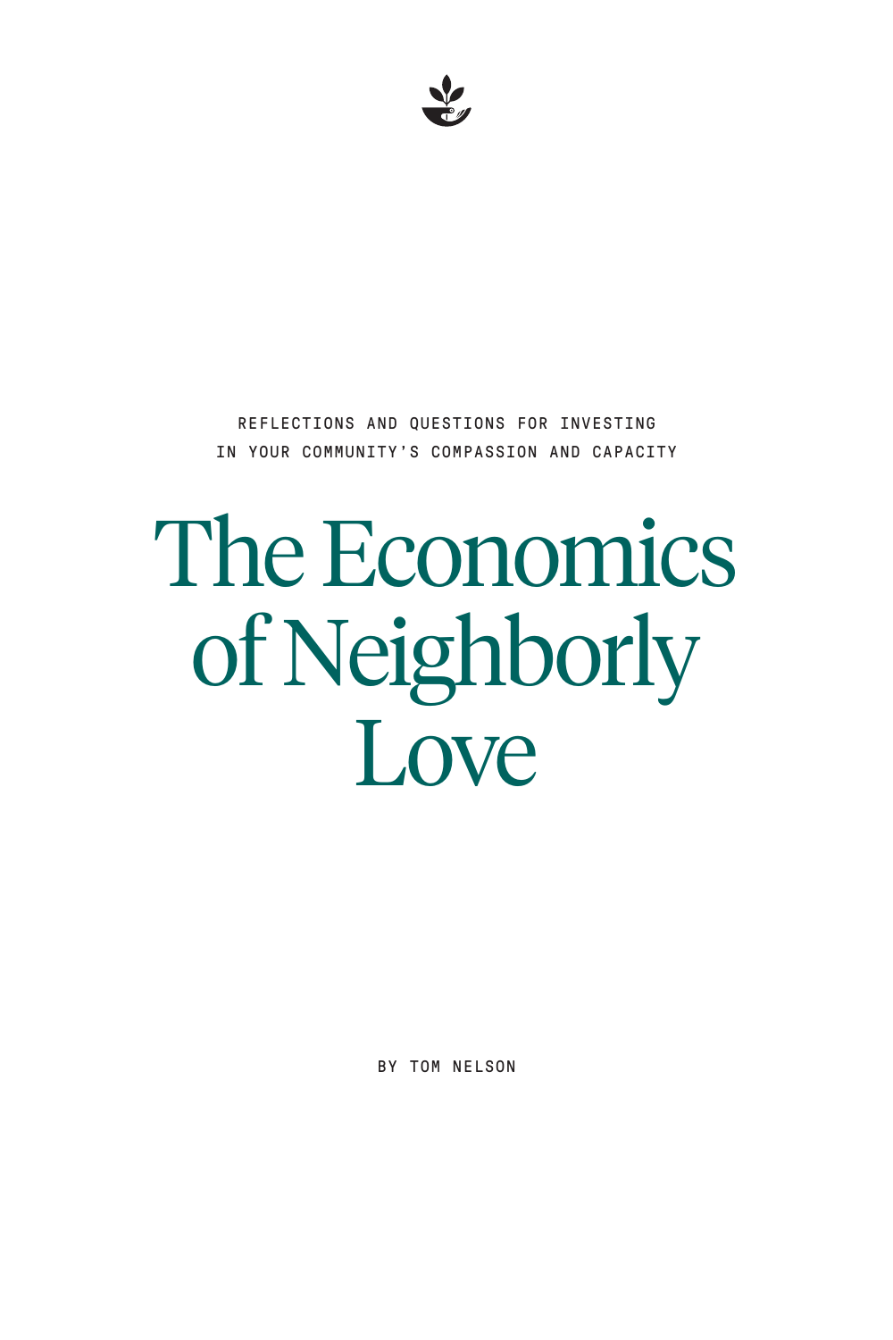REFLECTIONS AND QUESTIONS FOR INVESTING IN YOUR COMMUNITY'S COMPASSION AND CAPACITY

# The Economics of Neighborly Love

BY TOM NELSON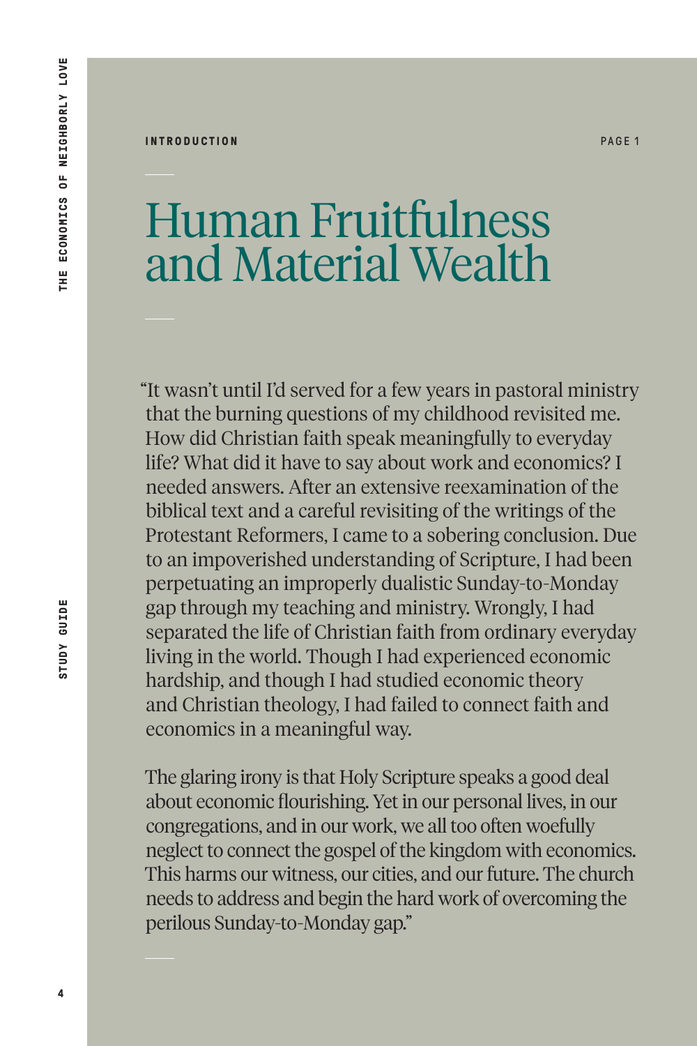INTRODUCTION

PAGE 1

# Human Fruitfulness and Material Wealth

"It wasn't until I'd served for a few years in pastoral ministry that the burning questions of my childhood revisited me. How did Christian faith speak meaningfully to everyday life? What did it have to say about work and economics? I needed answers. After an extensive reexamination of the biblical text and a careful revisiting of the writings of the Protestant Reformers, I came to a sobering conclusion. Due to an impoverished understanding of Scripture, I had been perpetuating an improperly dualistic Sunday-to-Monday gap through my teaching and ministry. Wrongly, I had separated the life of Christian faith from ordinary everyday living in the world. Though I had experienced economic hardship, and though I had studied economic theory and Christian theology, I had failed to connect faith and economics in a meaningful way.

The glaring irony is that Holy Scripture speaks a good deal about economic flourishing. Yet in our personal lives, in our congregations, and in our work, we all too often woefully neglect to connect the gospel of the kingdom with economics. This harms our witness, our cities, and our future. The church needs to address and begin the hard work of overcoming the perilous Sunday-to-Monday gap."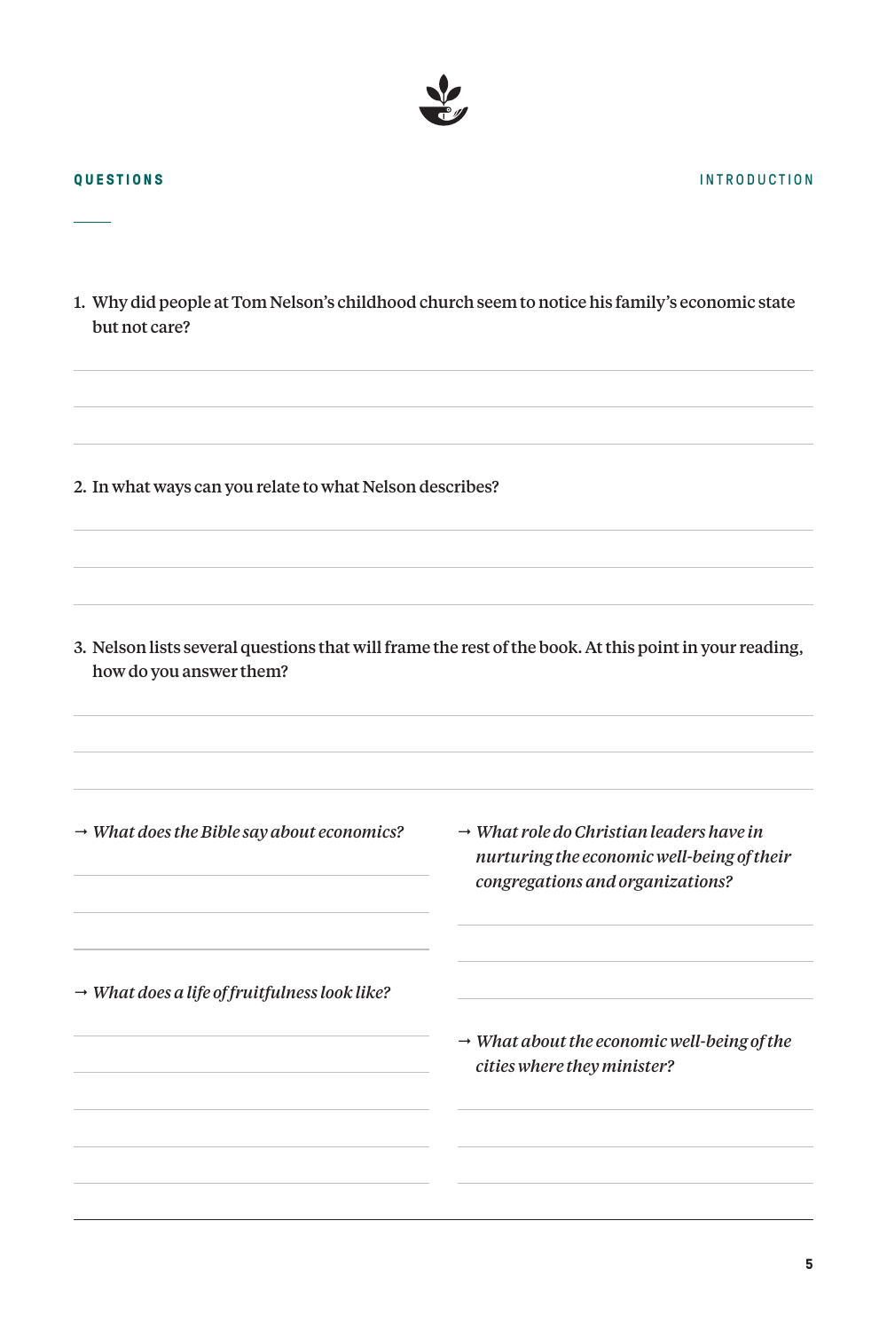## QUESTIONS

INTRODUCTION

1. Why did people at Tom Nelson's childhood church seem to notice his family's economic state but not care?

2. In what ways can you relate to what Nelson describes?

3. Nelson lists several questions that will frame the rest of the book. At this point in your reading, how do you answer them?

→ *What does the Bible say about economics?*

→ *What does a life of fruitfulness look like?*

→ *What role do Christian leaders have in nurturing the economic well-being of their congregations and organizations?*

→ *What about the economic well-being of the cities where they minister?*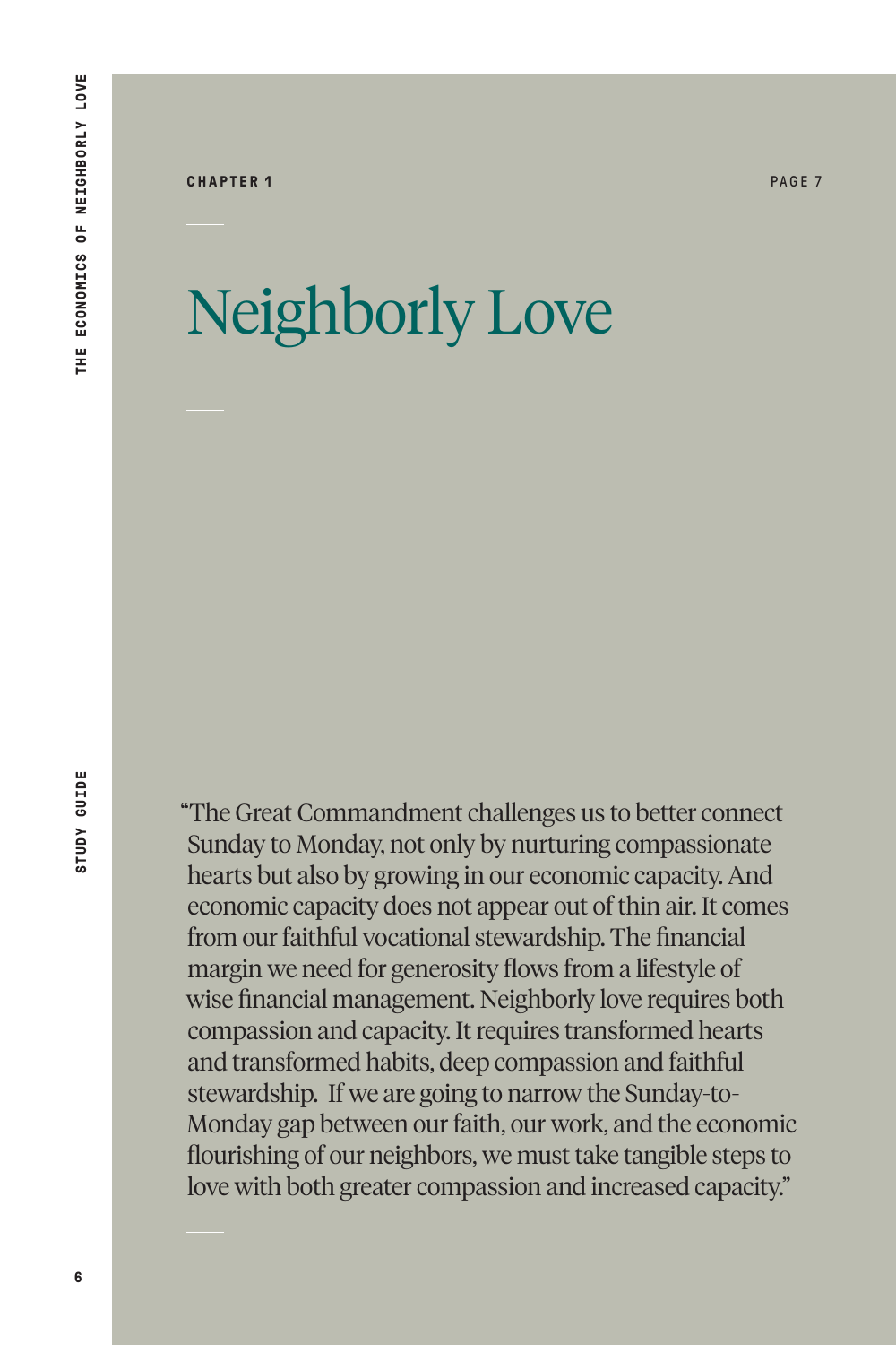CHAPTER 1

PAGE 7

# Neighborly Love

"The Great Commandment challenges us to better connect Sunday to Monday, not only by nurturing compassionate hearts but also by growing in our economic capacity. And economic capacity does not appear out of thin air. It comes from our faithful vocational stewardship. The financial margin we need for generosity flows from a lifestyle of wise financial management. Neighborly love requires both compassion and capacity. It requires transformed hearts and transformed habits, deep compassion and faithful stewardship. If we are going to narrow the Sunday-to-Monday gap between our faith, our work, and the economic flourishing of our neighbors, we must take tangible steps to love with both greater compassion and increased capacity."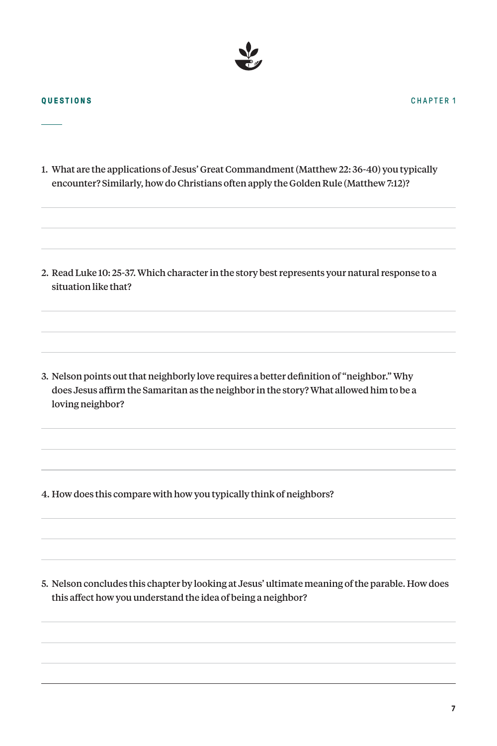## QUESTIONS

CHAPTER 1

1. What are the applications of Jesus' Great Commandment (Matthew 22: 36-40) you typically encounter? Similarly, how do Christians often apply the Golden Rule (Matthew 7:12)?

2. Read Luke 10: 25-37. Which character in the story best represents your natural response to a situation like that?

3. Nelson points out that neighborly love requires a better definition of "neighbor." Why does Jesus affirm the Samaritan as the neighbor in the story? What allowed him to be a loving neighbor?

4. How does this compare with how you typically think of neighbors?

5. Nelson concludes this chapter by looking at Jesus' ultimate meaning of the parable. How does this affect how you understand the idea of being a neighbor?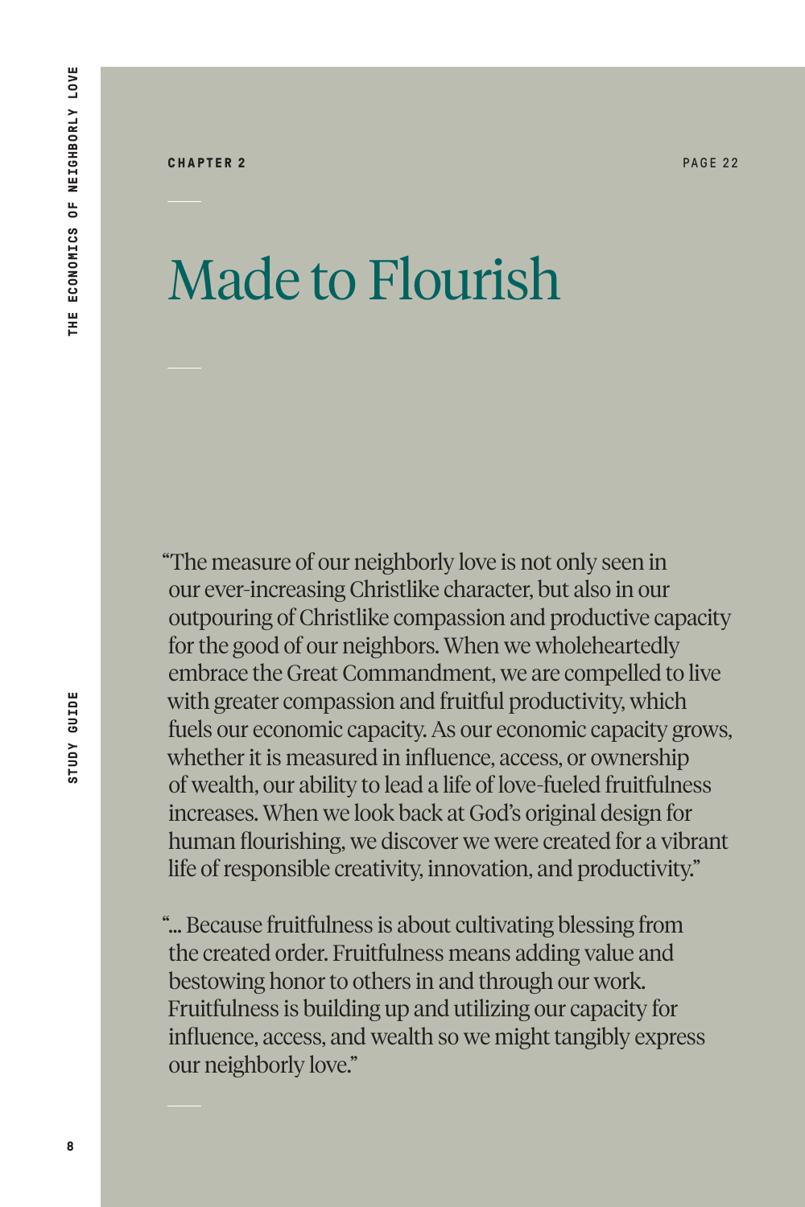**CHAPTER 2** PAGE 22

# Made to Flourish

"The measure of our neighborly love is not only seen in our ever-increasing Christlike character, but also in our outpouring of Christlike compassion and productive capacity for the good of our neighbors. When we wholeheartedly embrace the Great Commandment, we are compelled to live with greater compassion and fruitful productivity, which fuels our economic capacity. As our economic capacity grows, whether it is measured in influence, access, or ownership of wealth, our ability to lead a life of love-fueled fruitfulness increases. When we look back at God's original design for human flourishing, we discover we were created for a vibrant life of responsible creativity, innovation, and productivity."

"... Because fruitfulness is about cultivating blessing from the created order. Fruitfulness means adding value and bestowing honor to others in and through our work. Fruitfulness is building up and utilizing our capacity for influence, access, and wealth so we might tangibly express our neighborly love."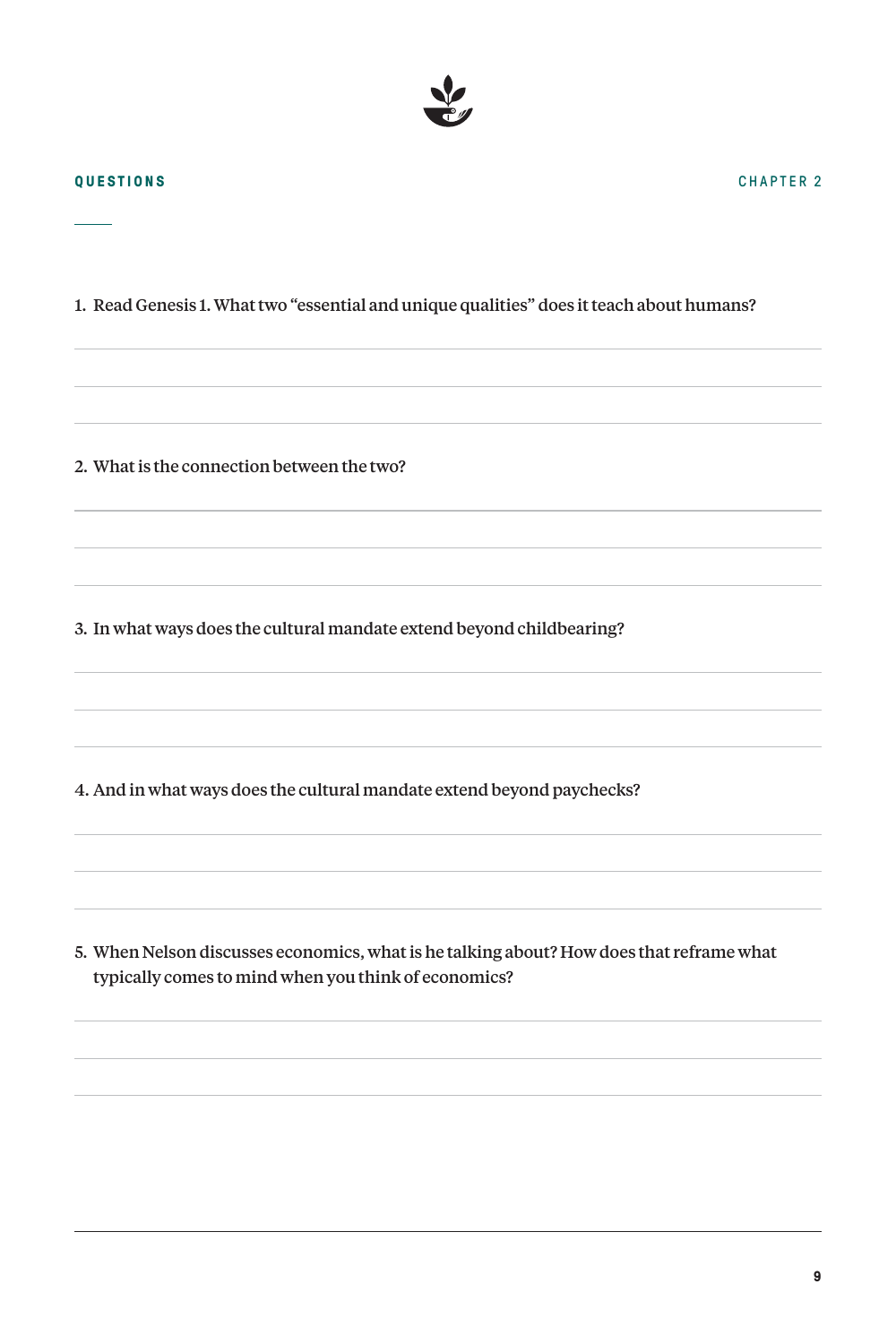**QUESTIONS** | **CHAPTER 2**

1. Read Genesis 1. What two "essential and unique qualities" does it teach about humans?

2. What is the connection between the two?

3. In what ways does the cultural mandate extend beyond childbearing?

4. And in what ways does the cultural mandate extend beyond paychecks?

5. When Nelson discusses economics, what is he talking about? How does that reframe what typically comes to mind when you think of economics?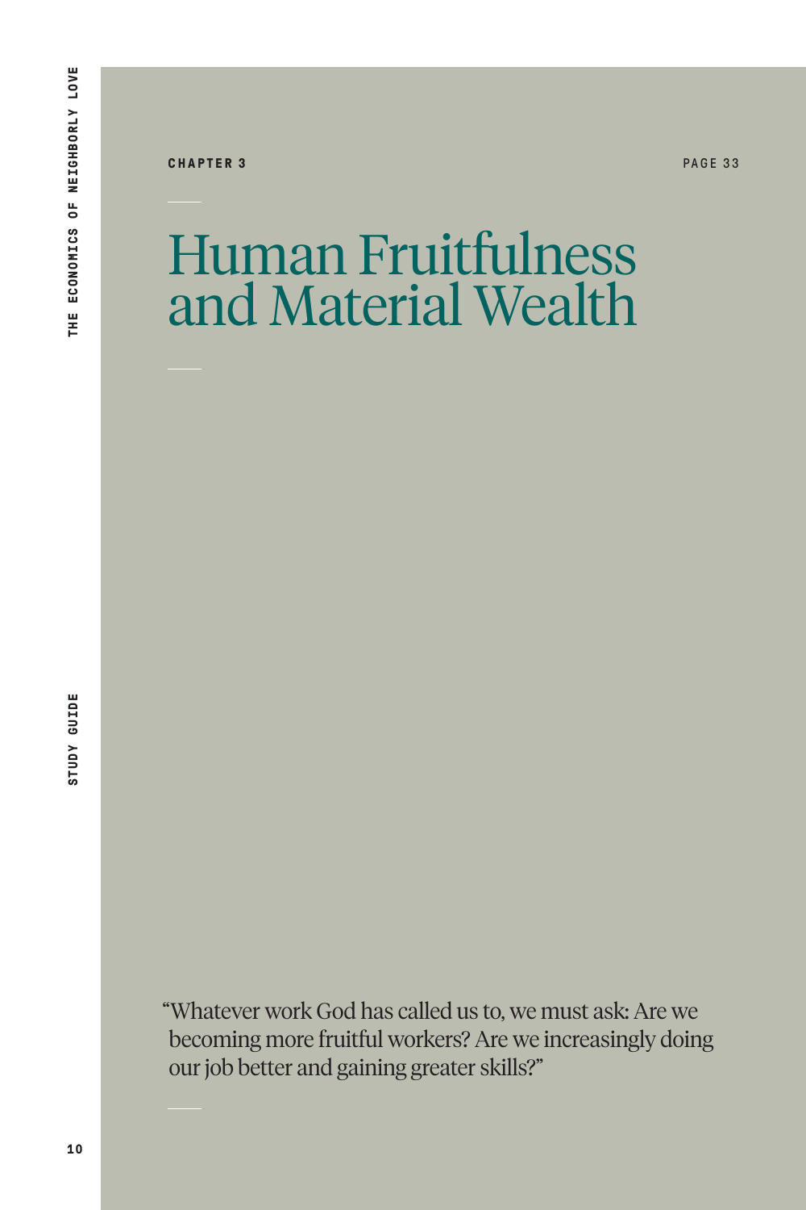**CHAPTER 3**

PAGE 33

# Human Fruitfulness and Material Wealth

"Whatever work God has called us to, we must ask: Are we becoming more fruitful workers? Are we increasingly doing our job better and gaining greater skills?"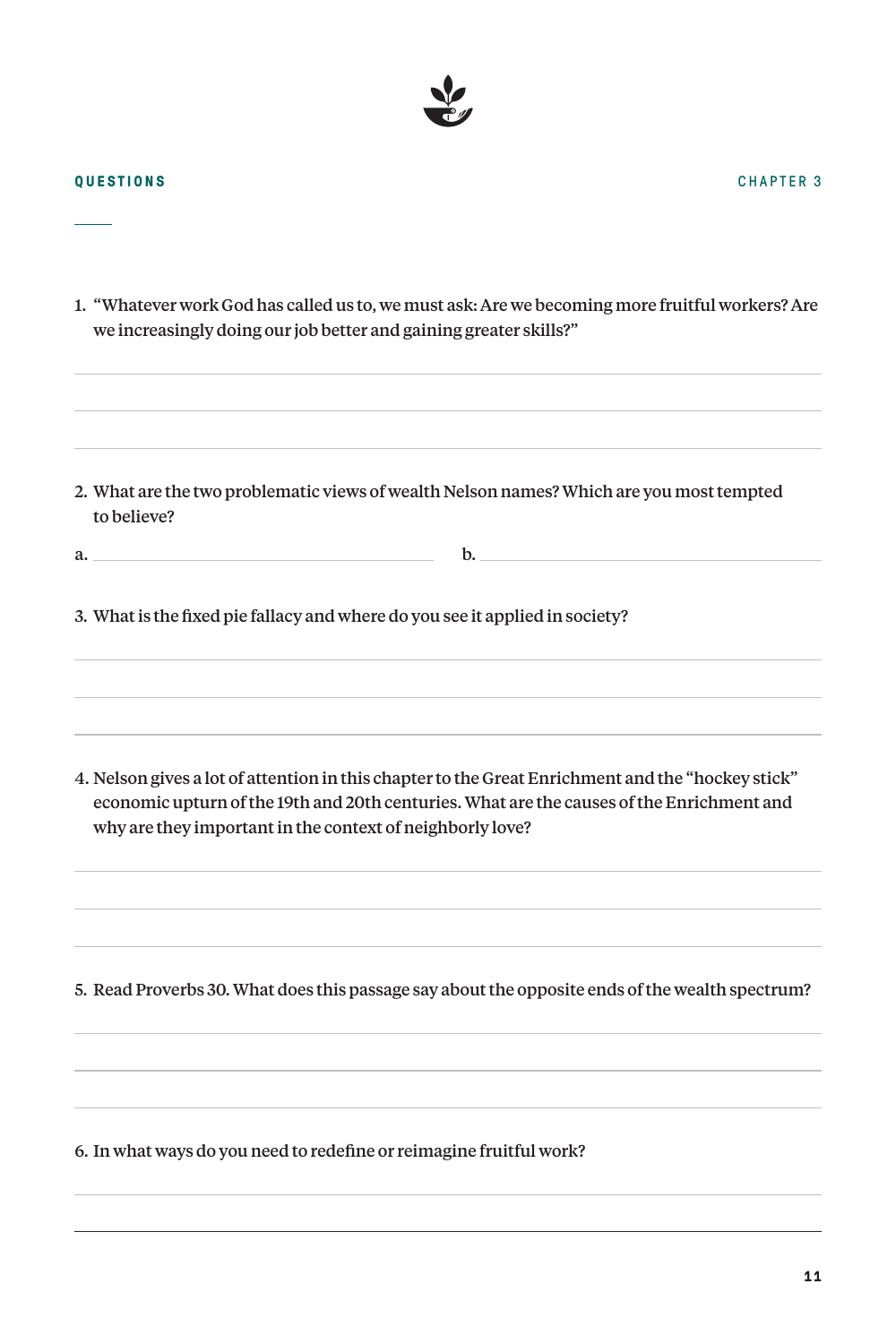## QUESTIONS

CHAPTER 3

1. "Whatever work God has called us to, we must ask: Are we becoming more fruitful workers? Are we increasingly doing our job better and gaining greater skills?"

2. What are the two problematic views of wealth Nelson names? Which are you most tempted to believe?

a. ______________________ b. ______________________

3. What is the fixed pie fallacy and where do you see it applied in society?

4. Nelson gives a lot of attention in this chapter to the Great Enrichment and the "hockey stick" economic upturn of the 19th and 20th centuries. What are the causes of the Enrichment and why are they important in the context of neighborly love?

5. Read Proverbs 30. What does this passage say about the opposite ends of the wealth spectrum?

6. In what ways do you need to redefine or reimagine fruitful work?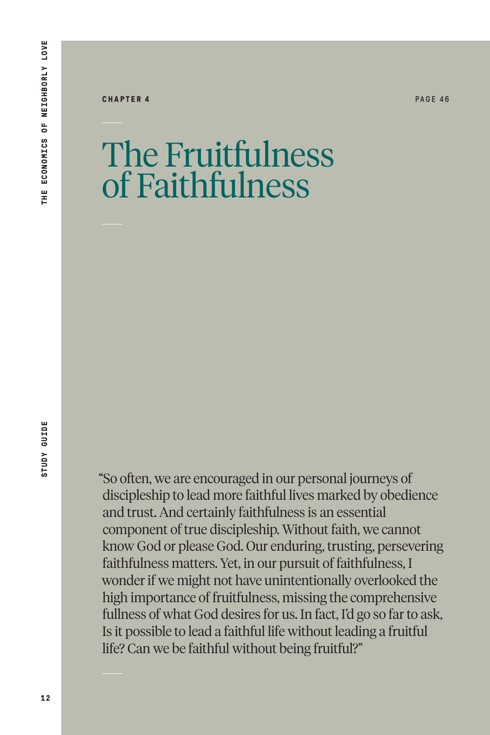CHAPTER 4

PAGE 46

# The Fruitfulness of Faithfulness

"So often, we are encouraged in our personal journeys of discipleship to lead more faithful lives marked by obedience and trust. And certainly faithfulness is an essential component of true discipleship. Without faith, we cannot know God or please God. Our enduring, trusting, persevering faithfulness matters. Yet, in our pursuit of faithfulness, I wonder if we might not have unintentionally overlooked the high importance of fruitfulness, missing the comprehensive fullness of what God desires for us. In fact, I'd go so far to ask, Is it possible to lead a faithful life without leading a fruitful life? Can we be faithful without being fruitful?"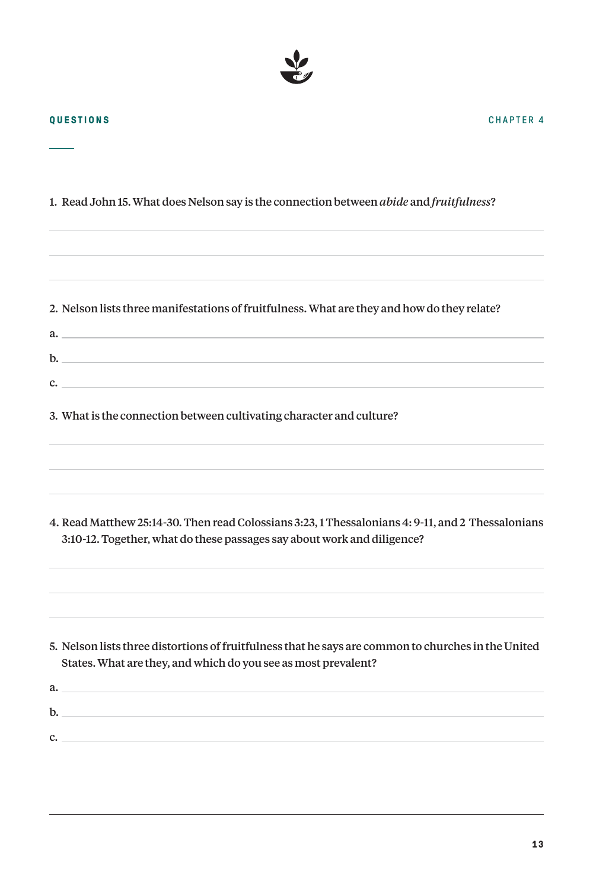**QUESTIONS** | **CHAPTER 4**

1. Read John 15. What does Nelson say is the connection between *abide* and *fruitfulness*?

2. Nelson lists three manifestations of fruitfulness. What are they and how do they relate?

a.

b.

c.

3. What is the connection between cultivating character and culture?

4. Read Matthew 25:14-30. Then read Colossians 3:23, 1 Thessalonians 4: 9-11, and 2 Thessalonians 3:10-12. Together, what do these passages say about work and diligence?

5. Nelson lists three distortions of fruitfulness that he says are common to churches in the United States. What are they, and which do you see as most prevalent?

a.

b.

c.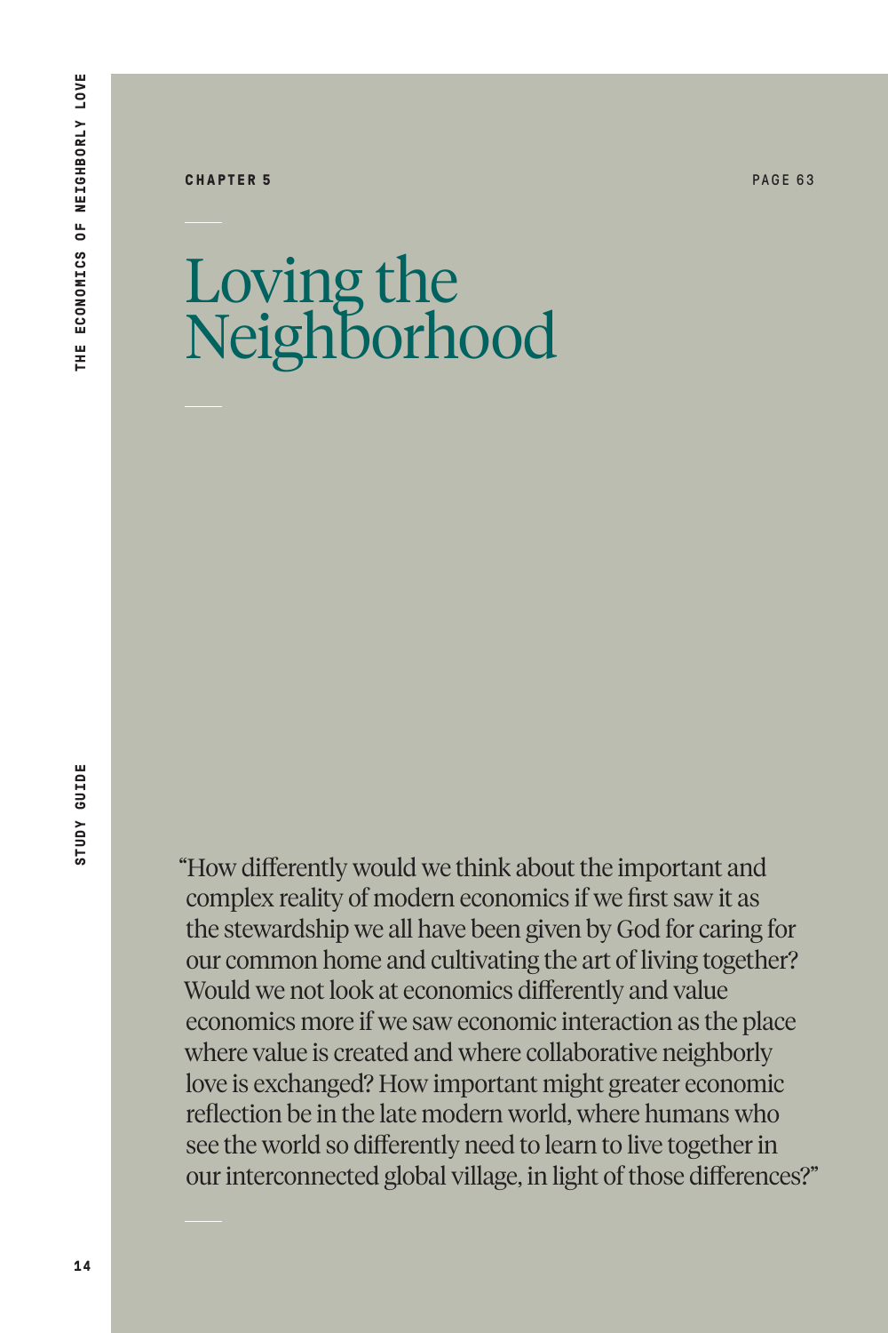CHAPTER 5

PAGE 63

# Loving the Neighborhood

"How differently would we think about the important and complex reality of modern economics if we first saw it as the stewardship we all have been given by God for caring for our common home and cultivating the art of living together? Would we not look at economics differently and value economics more if we saw economic interaction as the place where value is created and where collaborative neighborly love is exchanged? How important might greater economic reflection be in the late modern world, where humans who see the world so differently need to learn to live together in our interconnected global village, in light of those differences?"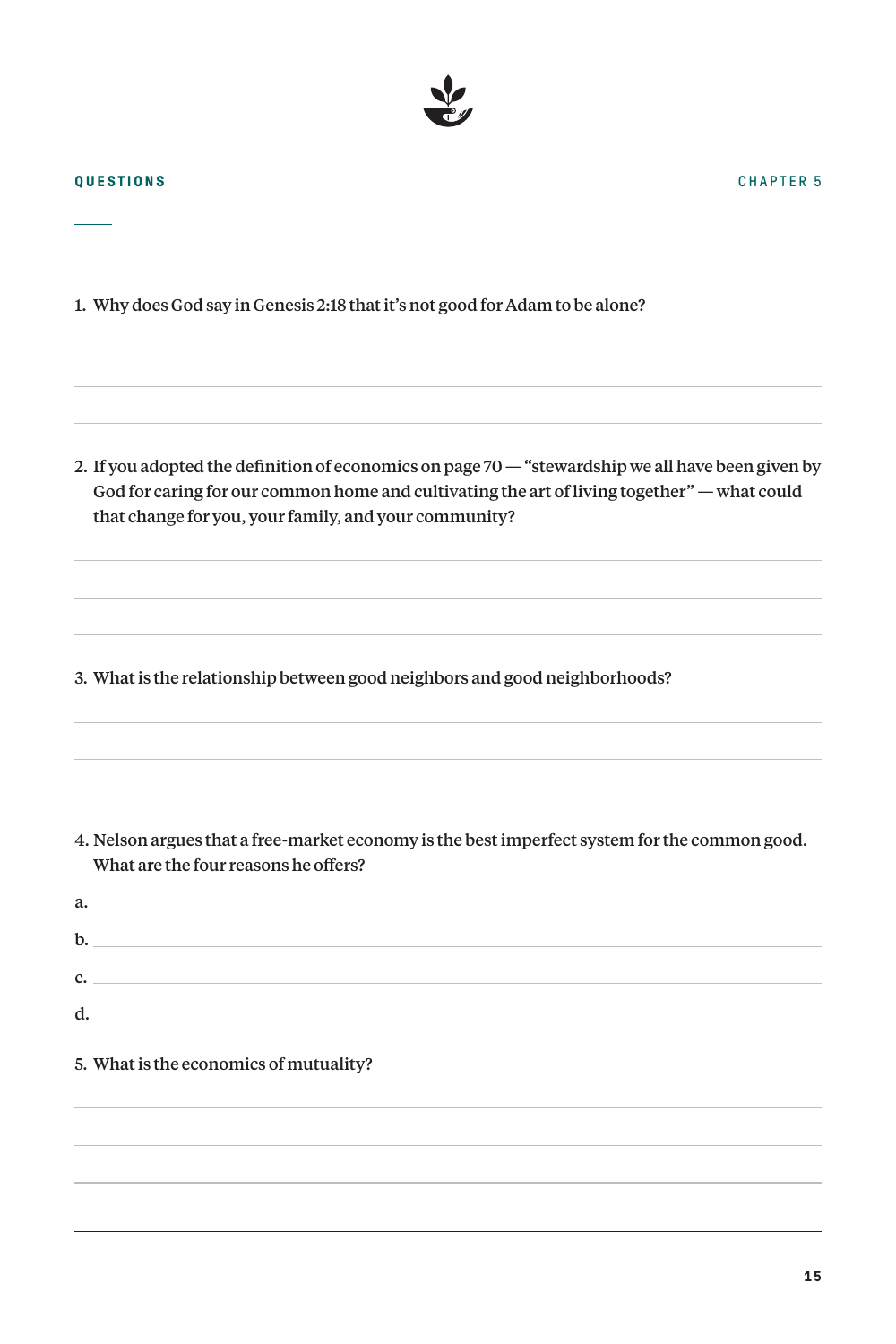**QUESTIONS**

**CHAPTER 5**

1. Why does God say in Genesis 2:18 that it's not good for Adam to be alone?

2. If you adopted the definition of economics on page 70 — "stewardship we all have been given by God for caring for our common home and cultivating the art of living together" — what could that change for you, your family, and your community?

3. What is the relationship between good neighbors and good neighborhoods?

4. Nelson argues that a free-market economy is the best imperfect system for the common good. What are the four reasons he offers?

a.

b.

c.

d.

5. What is the economics of mutuality?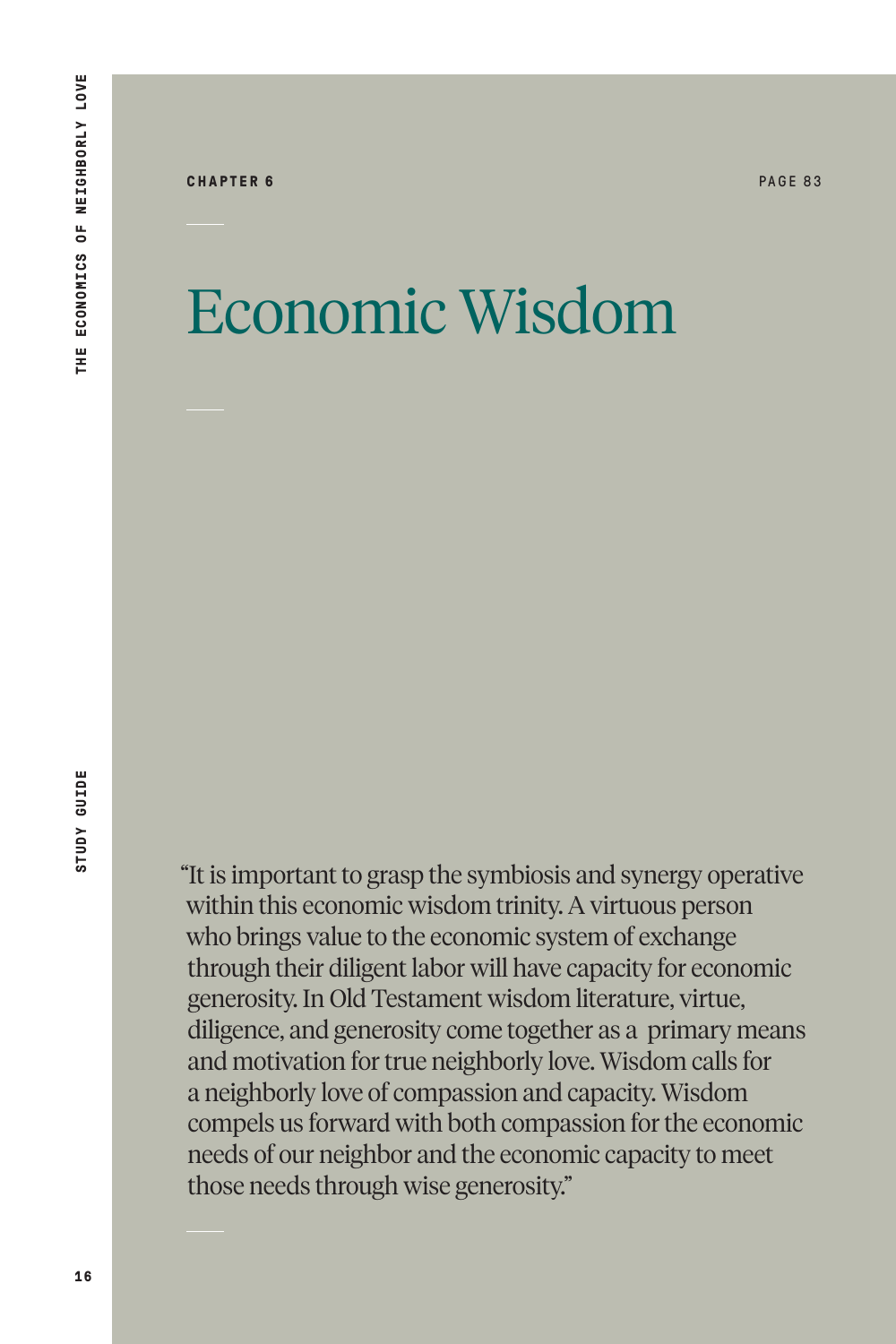**CHAPTER 6** PAGE 83

# Economic Wisdom

"It is important to grasp the symbiosis and synergy operative within this economic wisdom trinity. A virtuous person who brings value to the economic system of exchange through their diligent labor will have capacity for economic generosity. In Old Testament wisdom literature, virtue, diligence, and generosity come together as a primary means and motivation for true neighborly love. Wisdom calls for a neighborly love of compassion and capacity. Wisdom compels us forward with both compassion for the economic needs of our neighbor and the economic capacity to meet those needs through wise generosity."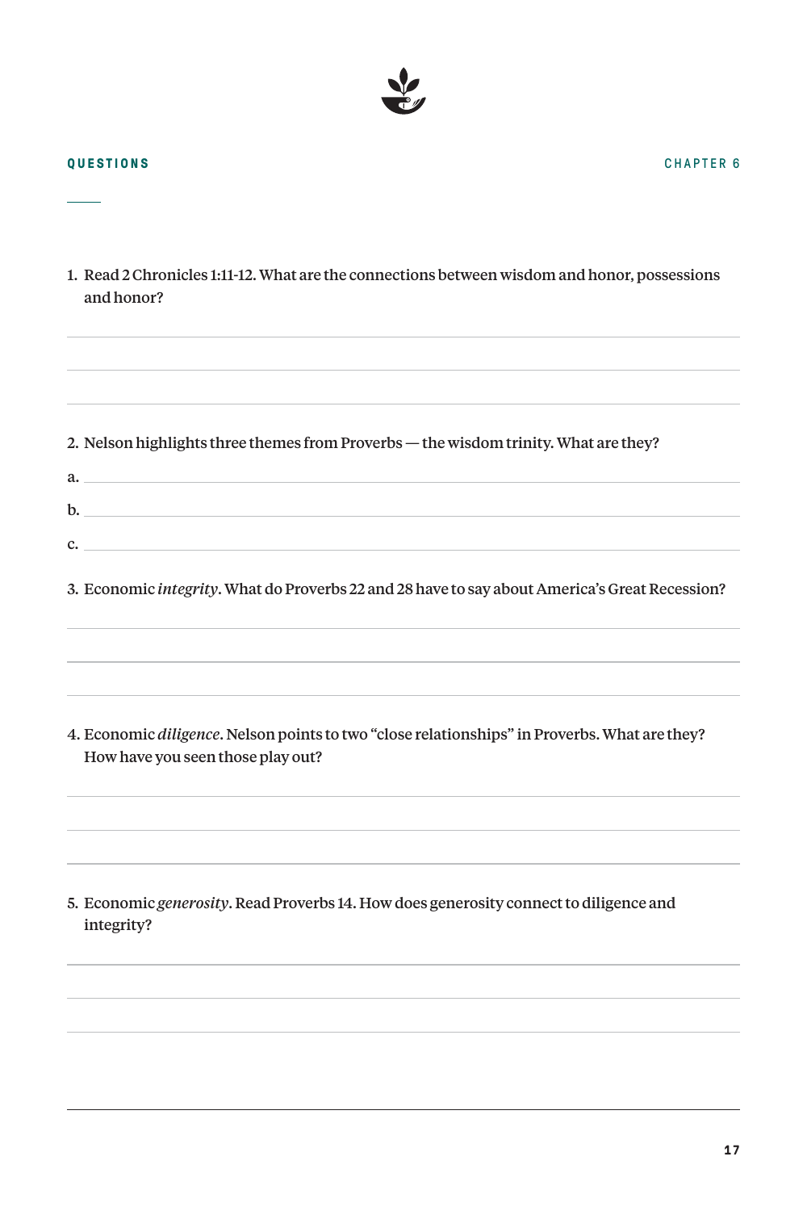**QUESTIONS** — CHAPTER 6

1. Read 2 Chronicles 1:11-12. What are the connections between wisdom and honor, possessions and honor?

2. Nelson highlights three themes from Proverbs — the wisdom trinity. What are they?

   a.

   b.

   c.

3. Economic *integrity*. What do Proverbs 22 and 28 have to say about America's Great Recession?

4. Economic *diligence*. Nelson points to two "close relationships" in Proverbs. What are they? How have you seen those play out?

5. Economic *generosity*. Read Proverbs 14. How does generosity connect to diligence and integrity?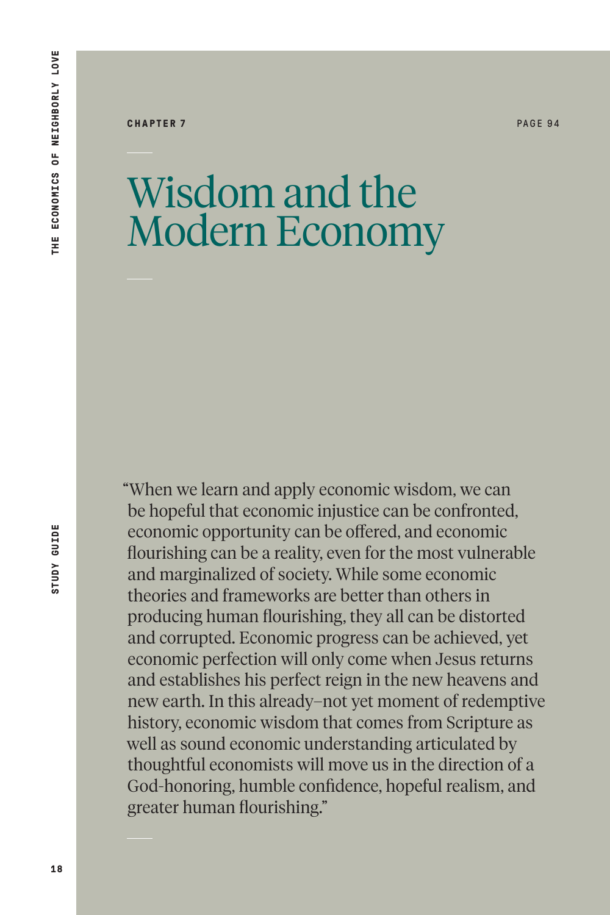CHAPTER 7

PAGE 94

# Wisdom and the Modern Economy

"When we learn and apply economic wisdom, we can be hopeful that economic injustice can be confronted, economic opportunity can be offered, and economic flourishing can be a reality, even for the most vulnerable and marginalized of society. While some economic theories and frameworks are better than others in producing human flourishing, they all can be distorted and corrupted. Economic progress can be achieved, yet economic perfection will only come when Jesus returns and establishes his perfect reign in the new heavens and new earth. In this already–not yet moment of redemptive history, economic wisdom that comes from Scripture as well as sound economic understanding articulated by thoughtful economists will move us in the direction of a God-honoring, humble confidence, hopeful realism, and greater human flourishing."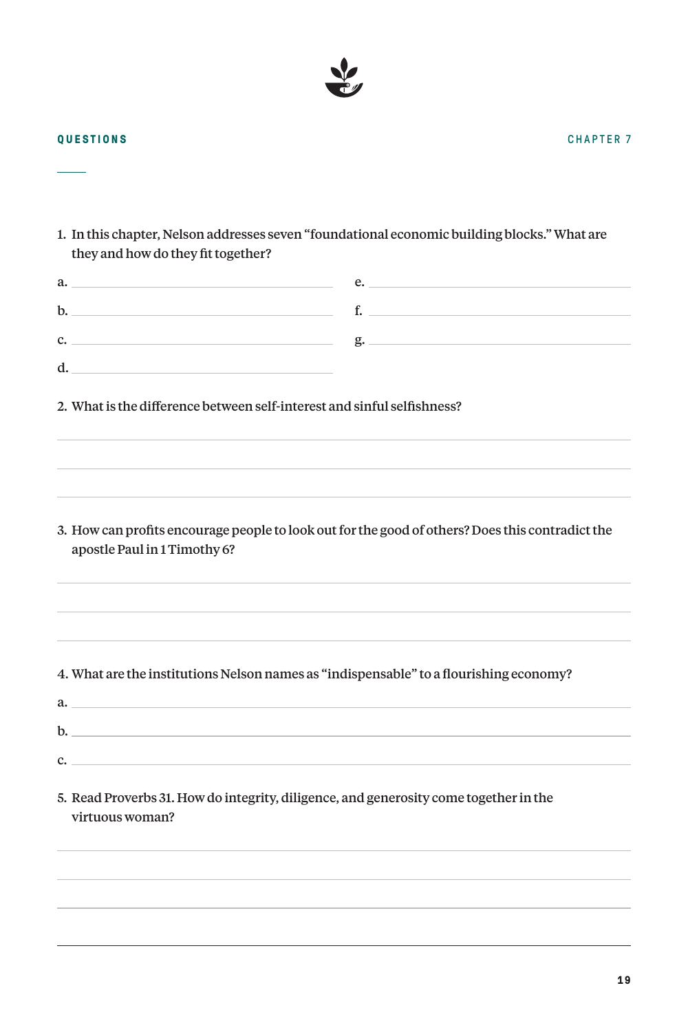**QUESTIONS** CHAPTER 7

1. In this chapter, Nelson addresses seven "foundational economic building blocks." What are they and how do they fit together?

a. ______________________ e. ______________________

b. ______________________ f. ______________________

c. ______________________ g. ______________________

d. ______________________

2. What is the difference between self-interest and sinful selfishness?

______________________________________________

______________________________________________

______________________________________________

3. How can profits encourage people to look out for the good of others? Does this contradict the apostle Paul in 1 Timothy 6?

______________________________________________

______________________________________________

______________________________________________

4. What are the institutions Nelson names as "indispensable" to a flourishing economy?

a. ______________________________________________

b. ______________________________________________

c. ______________________________________________

5. Read Proverbs 31. How do integrity, diligence, and generosity come together in the virtuous woman?

______________________________________________

______________________________________________

______________________________________________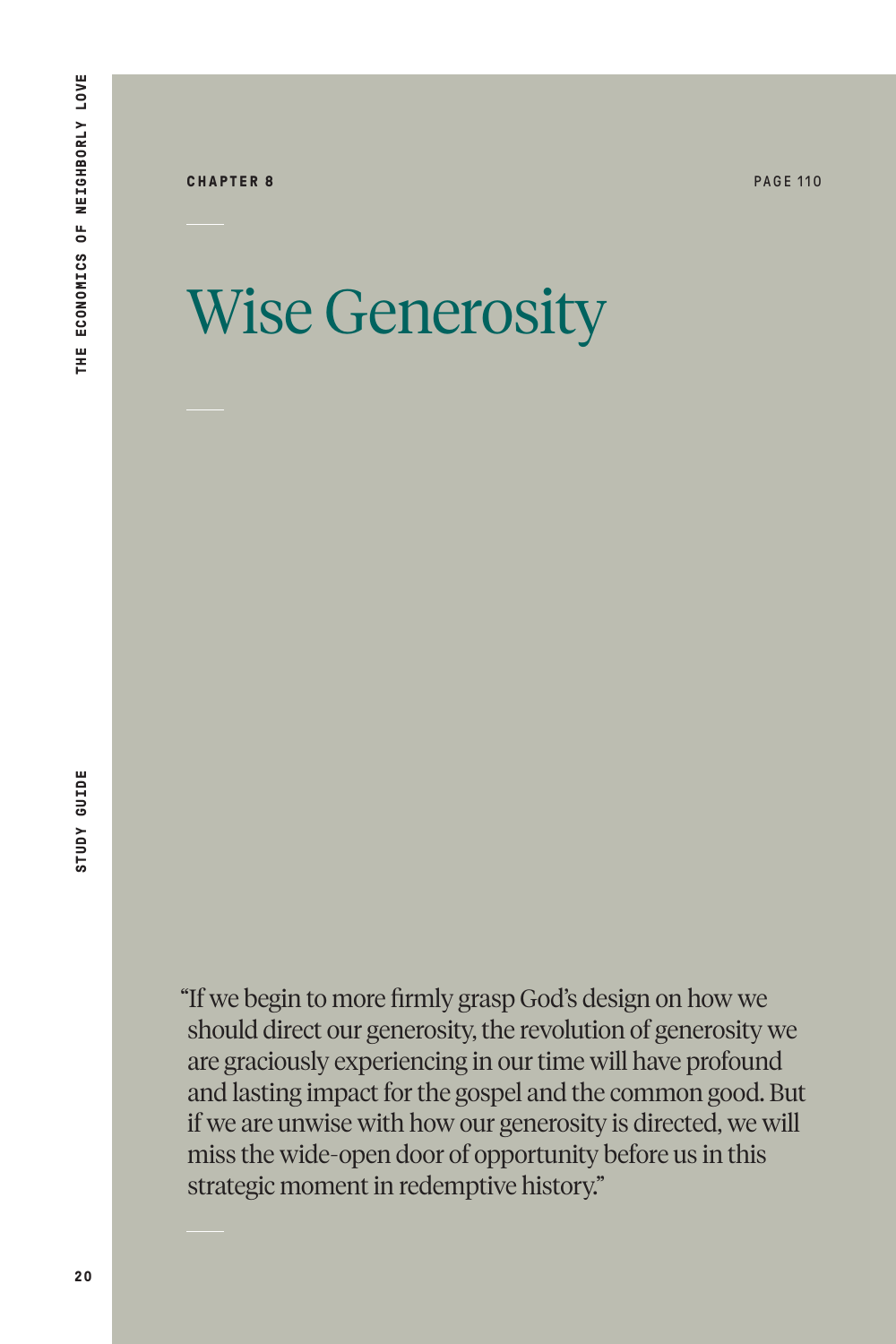**CHAPTER 8**

PAGE 110

# Wise Generosity

"If we begin to more firmly grasp God's design on how we should direct our generosity, the revolution of generosity we are graciously experiencing in our time will have profound and lasting impact for the gospel and the common good. But if we are unwise with how our generosity is directed, we will miss the wide-open door of opportunity before us in this strategic moment in redemptive history."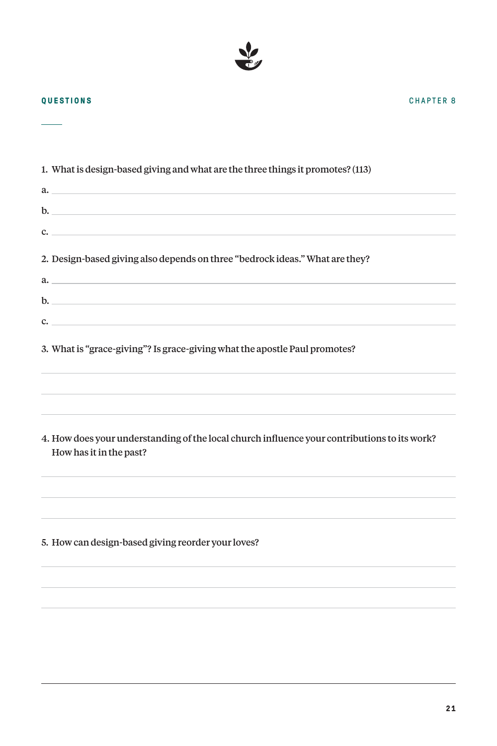**QUESTIONS** **CHAPTER 8**

1. What is design-based giving and what are the three things it promotes? (113)

a. ______________________________

b. ______________________________

c. ______________________________

2. Design-based giving also depends on three "bedrock ideas." What are they?

a. ______________________________

b. ______________________________

c. ______________________________

3. What is "grace-giving"? Is grace-giving what the apostle Paul promotes?

______________________________

______________________________

______________________________

4. How does your understanding of the local church influence your contributions to its work? How has it in the past?

______________________________

______________________________

______________________________

5. How can design-based giving reorder your loves?

______________________________

______________________________

______________________________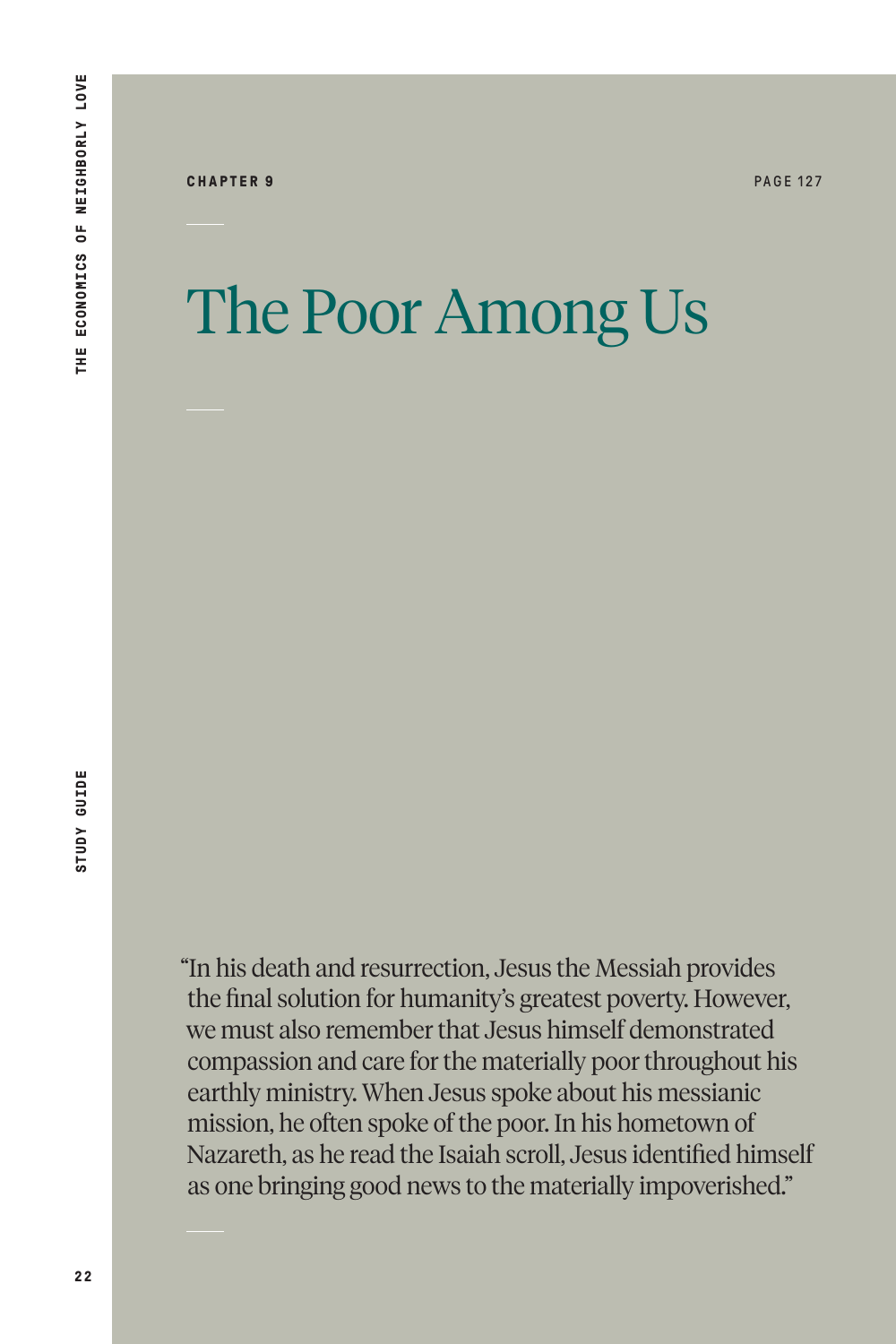CHAPTER 9

PAGE 127

# The Poor Among Us

"In his death and resurrection, Jesus the Messiah provides the final solution for humanity's greatest poverty. However, we must also remember that Jesus himself demonstrated compassion and care for the materially poor throughout his earthly ministry. When Jesus spoke about his messianic mission, he often spoke of the poor. In his hometown of Nazareth, as he read the Isaiah scroll, Jesus identified himself as one bringing good news to the materially impoverished."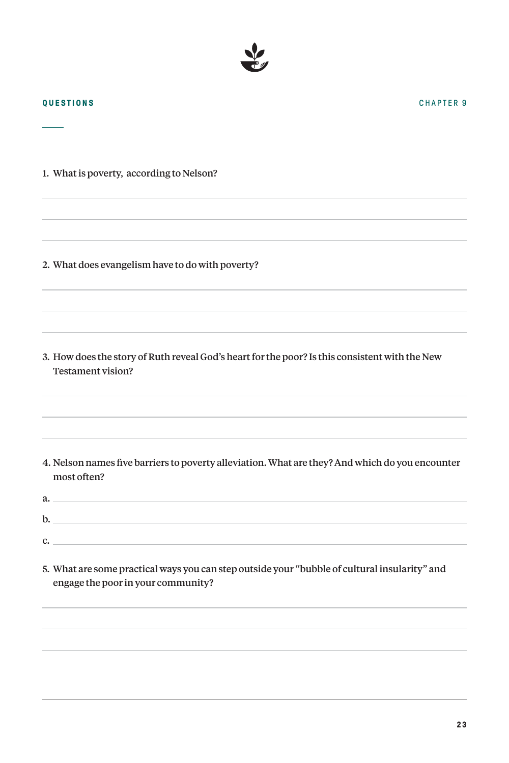**QUESTIONS** CHAPTER 9

1. What is poverty, according to Nelson?

2. What does evangelism have to do with poverty?

3. How does the story of Ruth reveal God's heart for the poor? Is this consistent with the New Testament vision?

4. Nelson names five barriers to poverty alleviation. What are they? And which do you encounter most often?

a.

b.

c.

5. What are some practical ways you can step outside your "bubble of cultural insularity" and engage the poor in your community?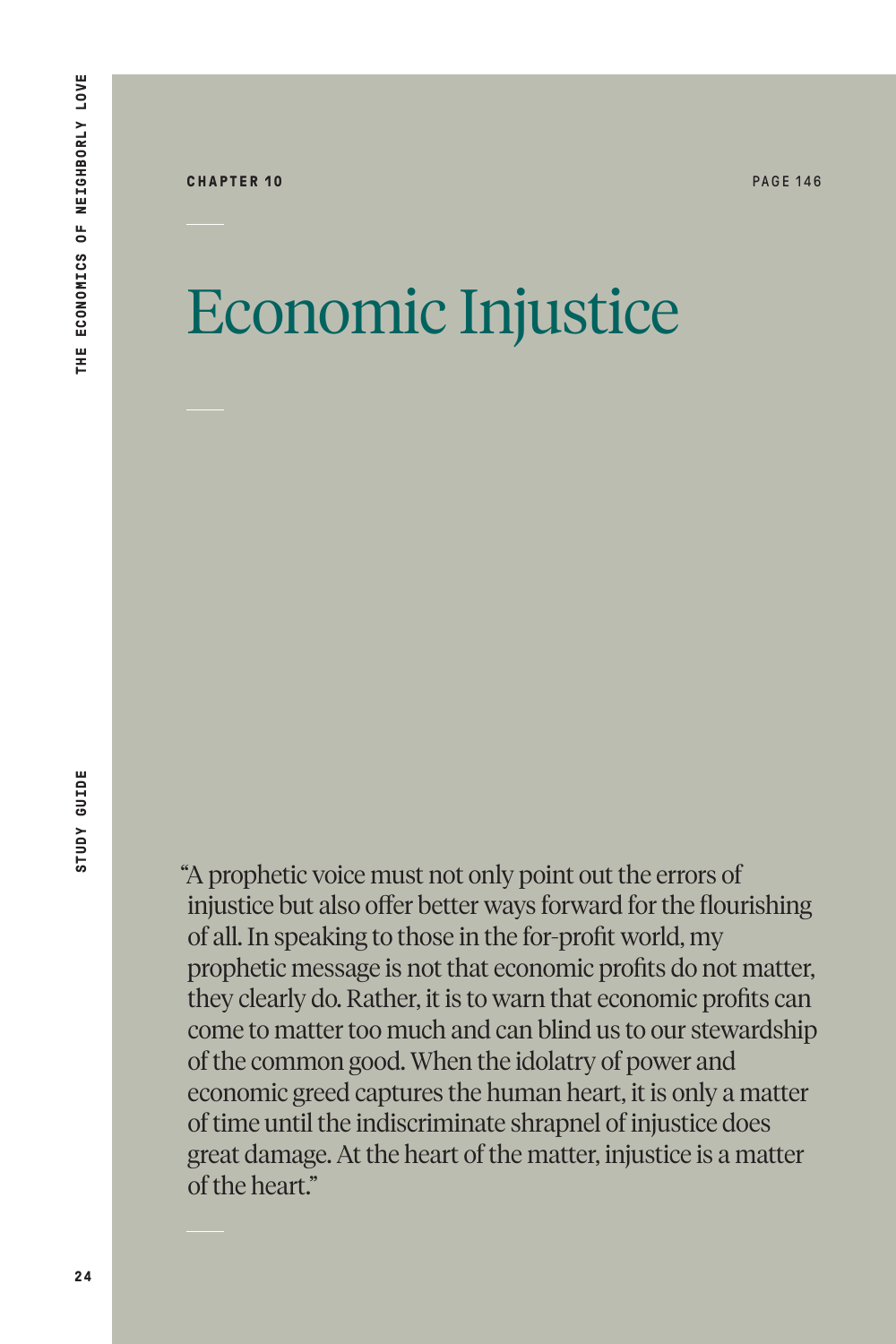CHAPTER 10

PAGE 146

# Economic Injustice

"A prophetic voice must not only point out the errors of injustice but also offer better ways forward for the flourishing of all. In speaking to those in the for-profit world, my prophetic message is not that economic profits do not matter, they clearly do. Rather, it is to warn that economic profits can come to matter too much and can blind us to our stewardship of the common good. When the idolatry of power and economic greed captures the human heart, it is only a matter of time until the indiscriminate shrapnel of injustice does great damage. At the heart of the matter, injustice is a matter of the heart."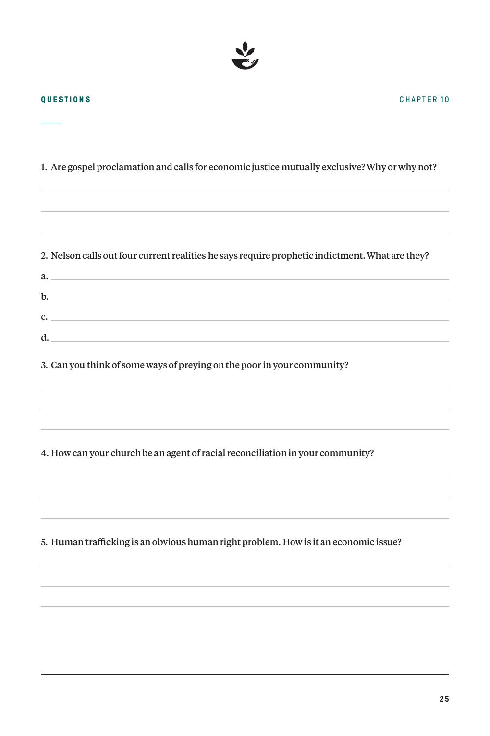**QUESTIONS**

**CHAPTER 10**

1. Are gospel proclamation and calls for economic justice mutually exclusive? Why or why not?

2. Nelson calls out four current realities he says require prophetic indictment. What are they?

a.

b.

c.

d.

3. Can you think of some ways of preying on the poor in your community?

4. How can your church be an agent of racial reconciliation in your community?

5. Human trafficking is an obvious human right problem. How is it an economic issue?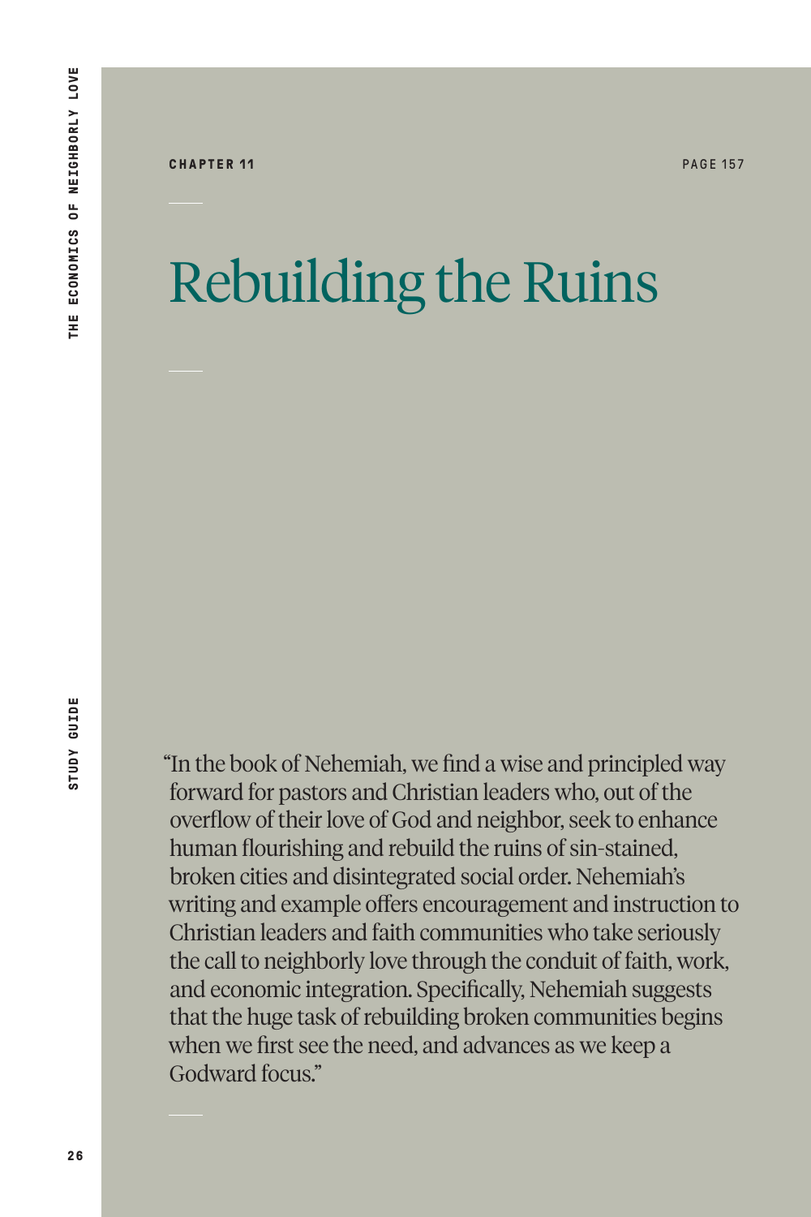**CHAPTER 11**

PAGE 157

# Rebuilding the Ruins

"In the book of Nehemiah, we find a wise and principled way forward for pastors and Christian leaders who, out of the overflow of their love of God and neighbor, seek to enhance human flourishing and rebuild the ruins of sin-stained, broken cities and disintegrated social order. Nehemiah's writing and example offers encouragement and instruction to Christian leaders and faith communities who take seriously the call to neighborly love through the conduit of faith, work, and economic integration. Specifically, Nehemiah suggests that the huge task of rebuilding broken communities begins when we first see the need, and advances as we keep a Godward focus."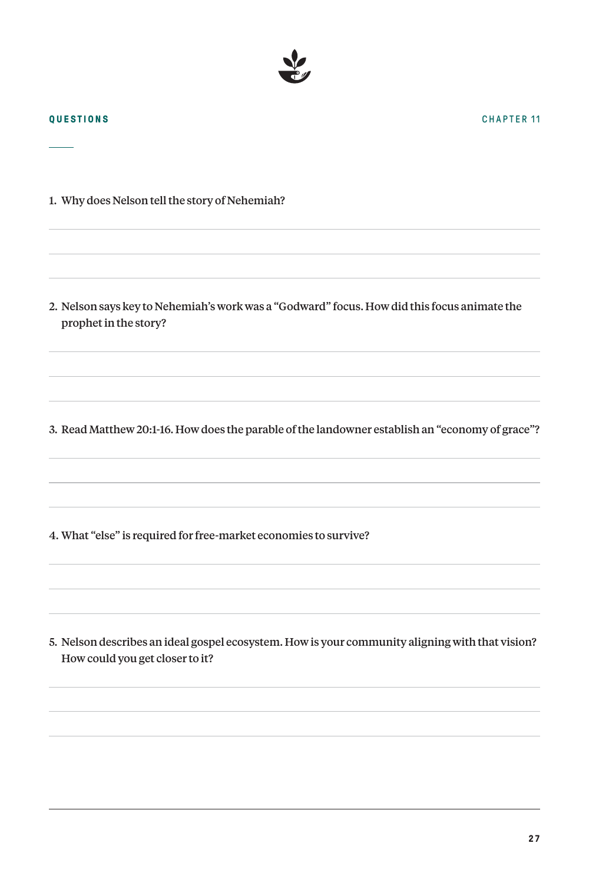**QUESTIONS** **CHAPTER 11**

1. Why does Nelson tell the story of Nehemiah?

2. Nelson says key to Nehemiah's work was a "Godward" focus. How did this focus animate the prophet in the story?

3. Read Matthew 20:1-16. How does the parable of the landowner establish an "economy of grace"?

4. What "else" is required for free-market economies to survive?

5. Nelson describes an ideal gospel ecosystem. How is your community aligning with that vision? How could you get closer to it?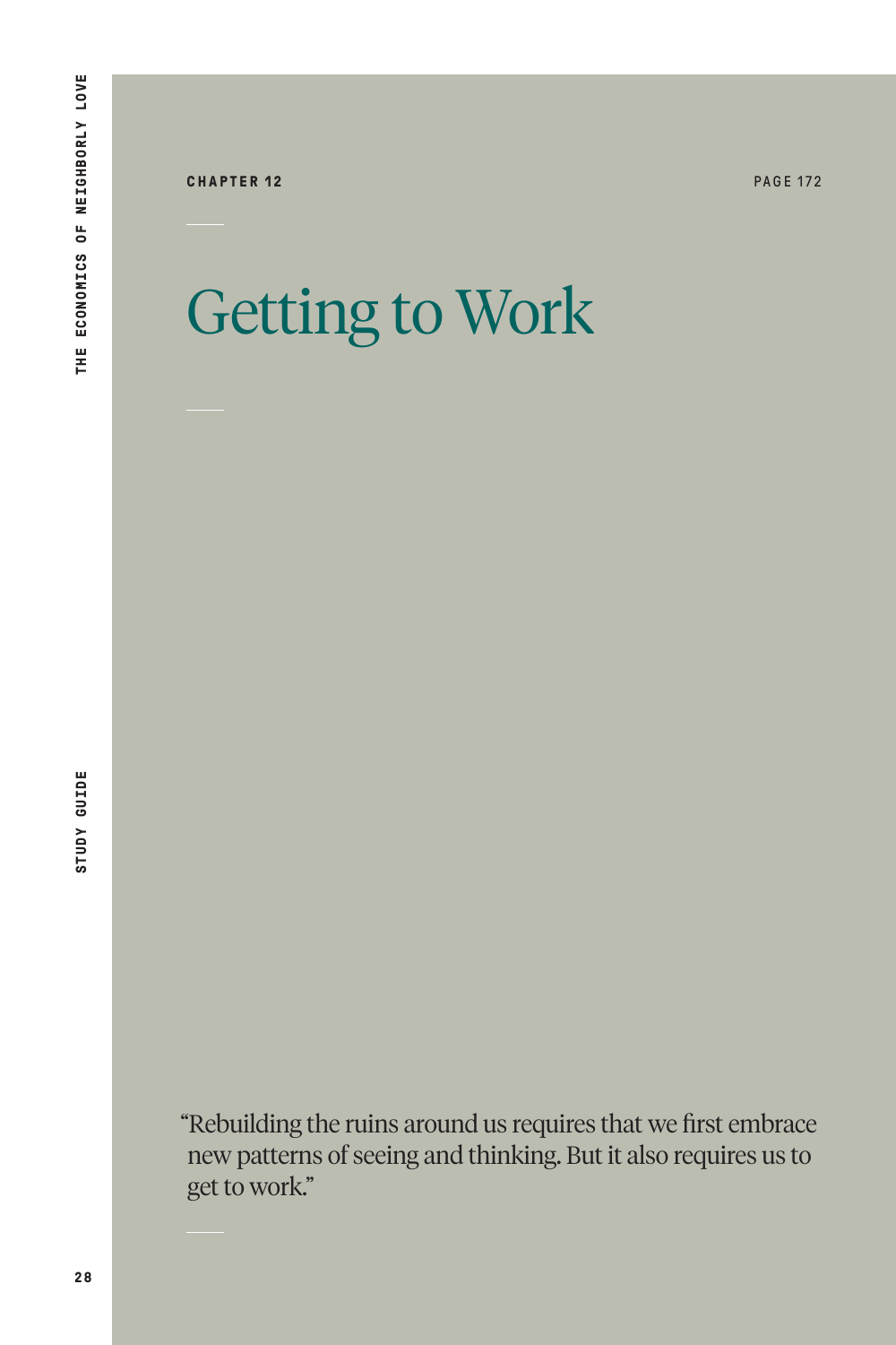**CHAPTER 12** PAGE 172

# Getting to Work

"Rebuilding the ruins around us requires that we first embrace new patterns of seeing and thinking. But it also requires us to get to work."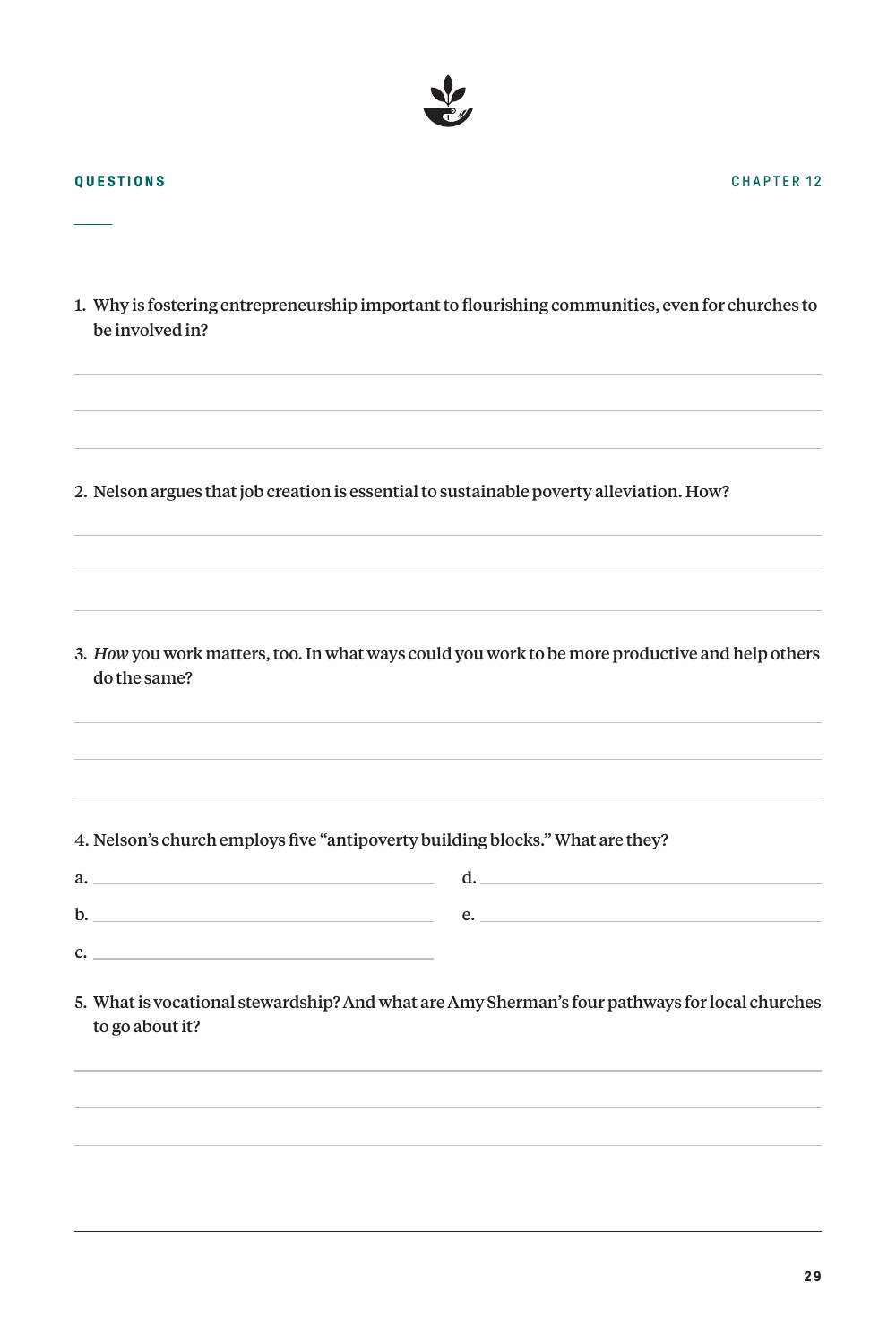## QUESTIONS

CHAPTER 12

1. Why is fostering entrepreneurship important to flourishing communities, even for churches to be involved in?

2. Nelson argues that job creation is essential to sustainable poverty alleviation. How?

3. *How* you work matters, too. In what ways could you work to be more productive and help others do the same?

4. Nelson's church employs five "antipoverty building blocks." What are they?

a. ______________________

b. ______________________

c. ______________________

d. ______________________

e. ______________________

5. What is vocational stewardship? And what are Amy Sherman's four pathways for local churches to go about it?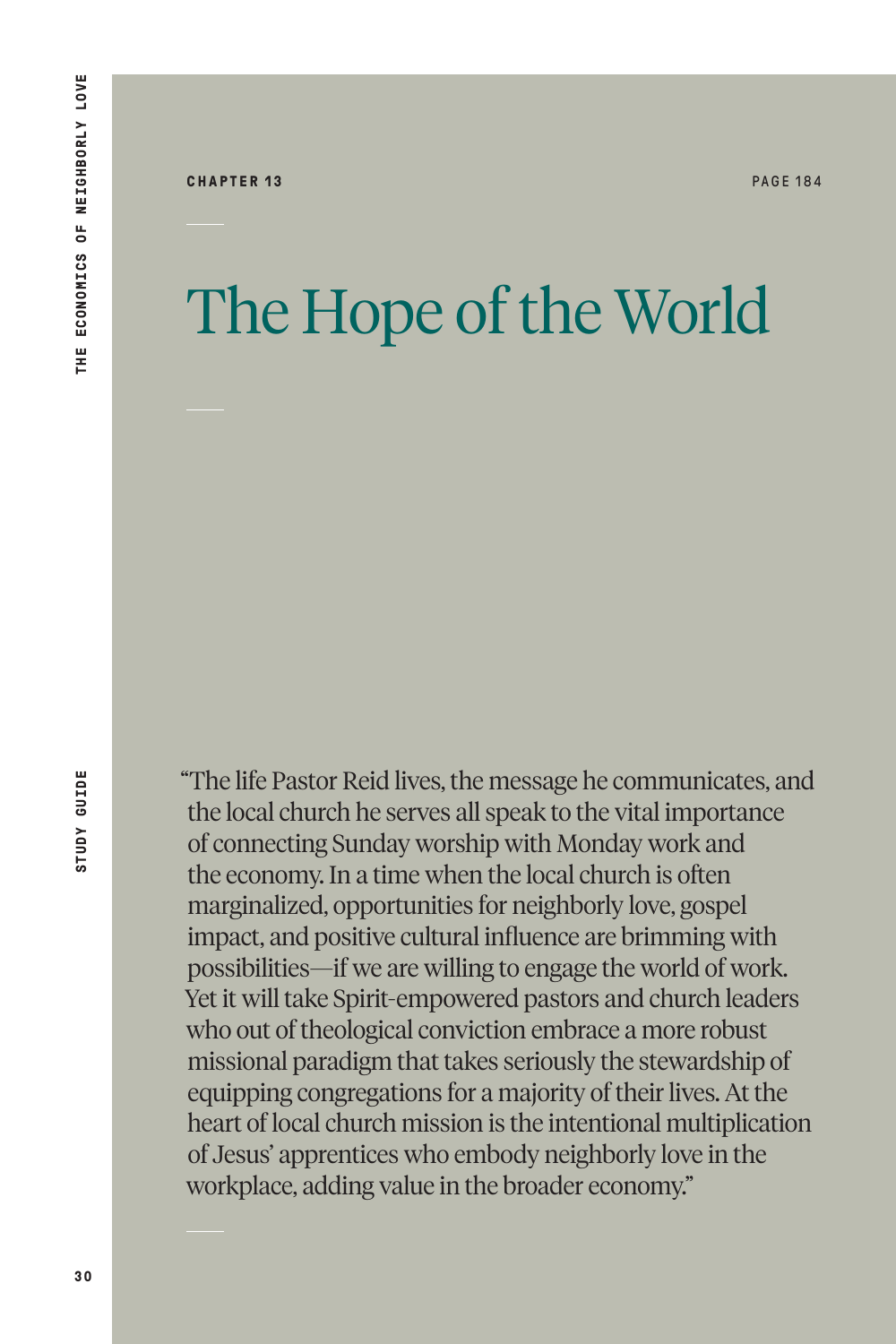**CHAPTER 13** PAGE 184

# The Hope of the World

"The life Pastor Reid lives, the message he communicates, and the local church he serves all speak to the vital importance of connecting Sunday worship with Monday work and the economy. In a time when the local church is often marginalized, opportunities for neighborly love, gospel impact, and positive cultural influence are brimming with possibilities—if we are willing to engage the world of work. Yet it will take Spirit-empowered pastors and church leaders who out of theological conviction embrace a more robust missional paradigm that takes seriously the stewardship of equipping congregations for a majority of their lives. At the heart of local church mission is the intentional multiplication of Jesus' apprentices who embody neighborly love in the workplace, adding value in the broader economy."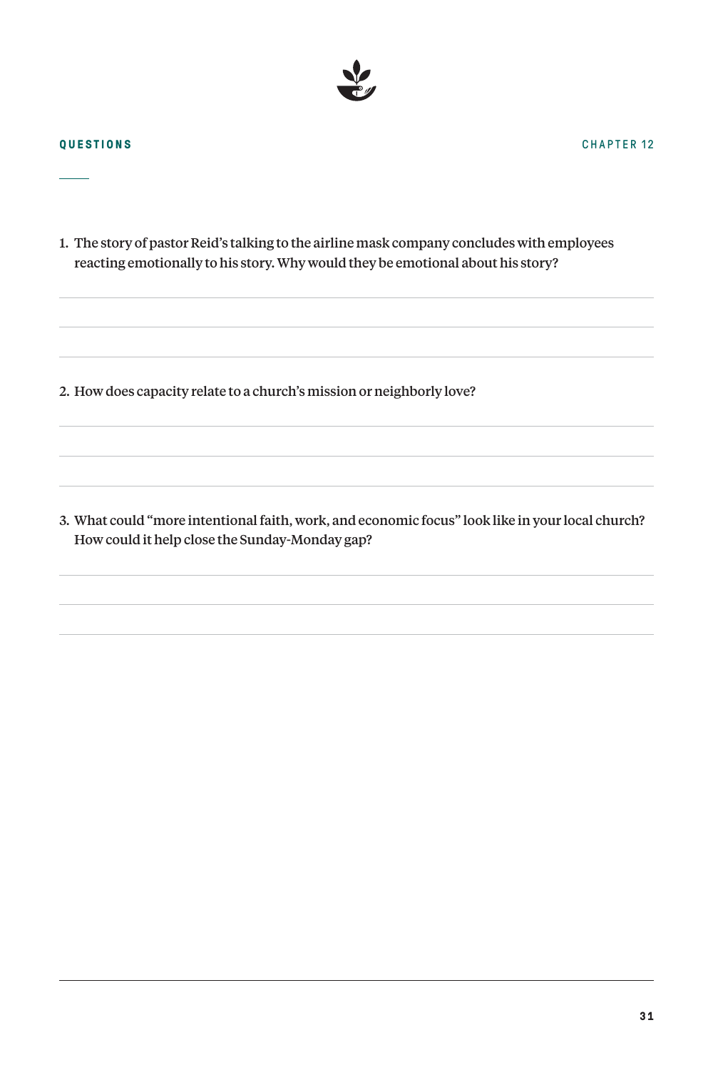## QUESTIONS

CHAPTER 12

1. The story of pastor Reid's talking to the airline mask company concludes with employees reacting emotionally to his story. Why would they be emotional about his story?

2. How does capacity relate to a church's mission or neighborly love?

3. What could "more intentional faith, work, and economic focus" look like in your local church? How could it help close the Sunday-Monday gap?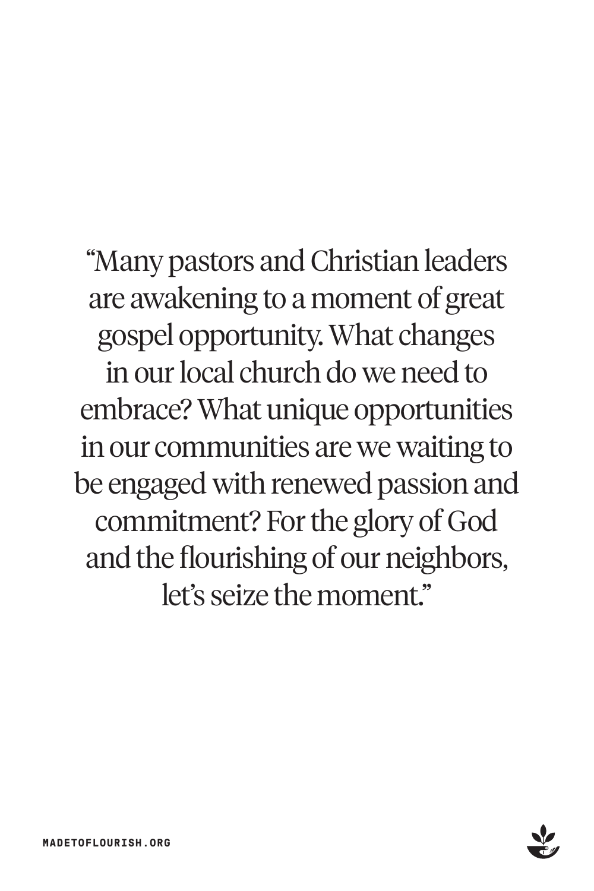"Many pastors and Christian leaders are awakening to a moment of great gospel opportunity. What changes in our local church do we need to embrace? What unique opportunities in our communities are we waiting to be engaged with renewed passion and commitment? For the glory of God and the flourishing of our neighbors, let's seize the moment."

MADETOFLOURISH.ORG